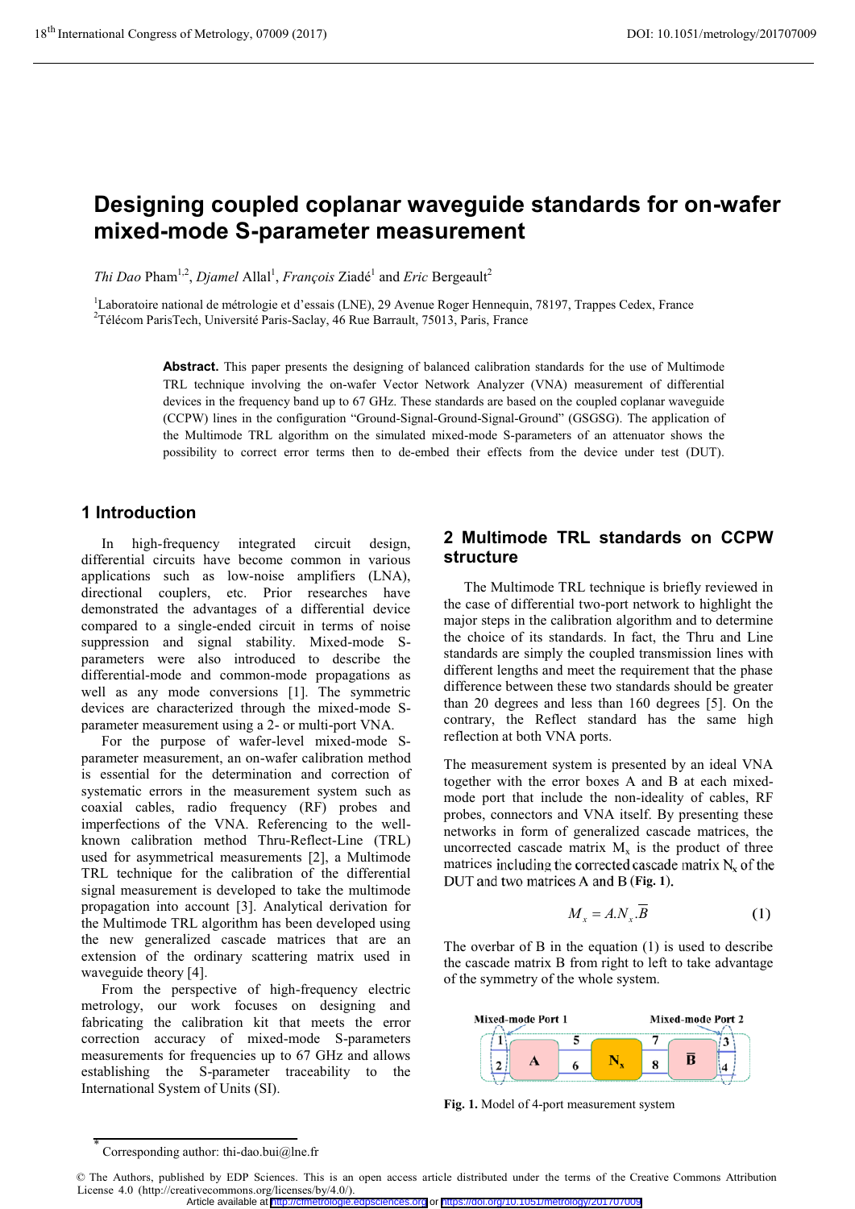# Designing coupled coplanar waveguide standards for on-wafer mixed-mode S-parameter measurement

*Thi Dao* Pham[1,2], *Djamel* Allal[1], *François* Ziadé[1] and *Eric* Bergeault[2]

[1]Laboratoire national de métrologie et d'essais (LNE), 29 Avenue Roger Hennequin, 78197, Trappes Cedex, France
[2]Télécom ParisTech, Université Paris-Saclay, 46 Rue Barrault, 75013, Paris, France

**Abstract.** This paper presents the designing of balanced calibration standards for the use of Multimode TRL technique involving the on-wafer Vector Network Analyzer (VNA) measurement of differential devices in the frequency band up to 67 GHz. These standards are based on the coupled coplanar waveguide (CCPW) lines in the configuration "Ground-Signal-Ground-Signal-Ground" (GSGSG). The application of the Multimode TRL algorithm on the simulated mixed-mode S-parameters of an attenuator shows the possibility to correct error terms then to de-embed their effects from the device under test (DUT).

## 1 Introduction

In high-frequency integrated circuit design, differential circuits have become common in various applications such as low-noise amplifiers (LNA), directional couplers, etc. Prior researches have demonstrated the advantages of a differential device compared to a single-ended circuit in terms of noise suppression and signal stability. Mixed-mode S-parameters were also introduced to describe the differential-mode and common-mode propagations as well as any mode conversions [1]. The symmetric devices are characterized through the mixed-mode S-parameter measurement using a 2- or multi-port VNA.

For the purpose of wafer-level mixed-mode S-parameter measurement, an on-wafer calibration method is essential for the determination and correction of systematic errors in the measurement system such as coaxial cables, radio frequency (RF) probes and imperfections of the VNA. Referencing to the well-known calibration method Thru-Reflect-Line (TRL) used for asymmetrical measurements [2], a Multimode TRL technique for the calibration of the differential signal measurement is developed to take the multimode propagation into account [3]. Analytical derivation for the Multimode TRL algorithm has been developed using the new generalized cascade matrices that are an extension of the ordinary scattering matrix used in waveguide theory [4].

From the perspective of high-frequency electric metrology, our work focuses on designing and fabricating the calibration kit that meets the error correction accuracy of mixed-mode S-parameters measurements for frequencies up to 67 GHz and allows establishing the S-parameter traceability to the International System of Units (SI).

## 2 Multimode TRL standards on CCPW structure

The Multimode TRL technique is briefly reviewed in the case of differential two-port network to highlight the major steps in the calibration algorithm and to determine the choice of its standards. In fact, the Thru and Line standards are simply the coupled transmission lines with different lengths and meet the requirement that the phase difference between these two standards should be greater than 20 degrees and less than 160 degrees [5]. On the contrary, the Reflect standard has the same high reflection at both VNA ports.

The measurement system is presented by an ideal VNA together with the error boxes A and B at each mixed-mode port that include the non-ideality of cables, RF probes, connectors and VNA itself. By presenting these networks in form of generalized cascade matrices, the uncorrected cascade matrix $M_x$ is the product of three matrices including the corrected cascade matrix $N_x$ of the DUT and two matrices A and B (**Fig. 1**).

$$M_x = A.N_x.\overline{B} \qquad (1)$$

The overbar of B in the equation (1) is used to describe the cascade matrix B from right to left to take advantage of the symmetry of the whole system.

**Fig. 1.** Model of 4-port measurement system

*Corresponding author: thi-dao.bui@lne.fr

© The Authors, published by EDP Sciences. This is an open access article distributed under the terms of the Creative Commons Attribution License 4.0 (http://creativecommons.org/licenses/by/4.0/).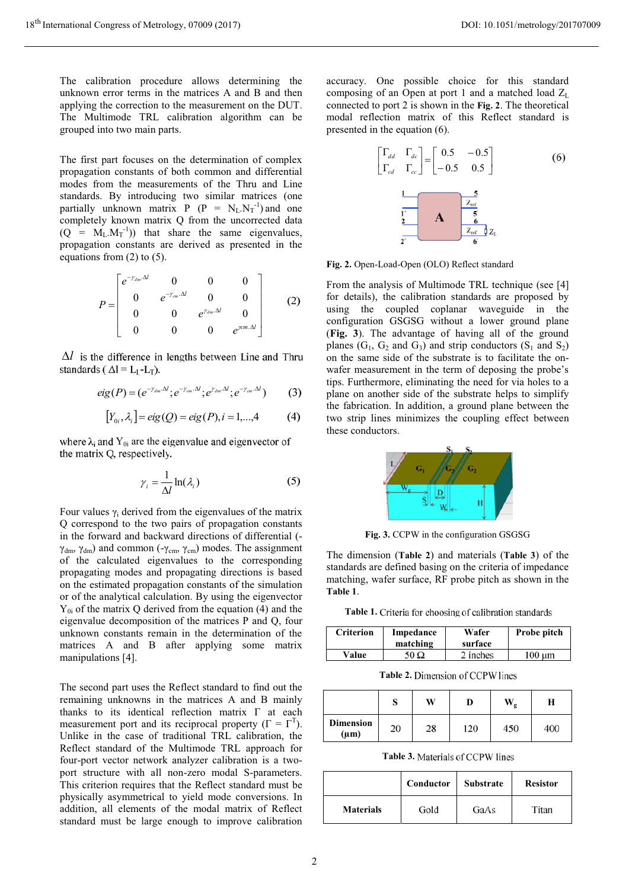The calibration procedure allows determining the unknown error terms in the matrices A and B and then applying the correction to the measurement on the DUT. The Multimode TRL calibration algorithm can be grouped into two main parts.

The first part focuses on the determination of complex propagation constants of both common and differential modes from the measurements of the Thru and Line standards. By introducing two similar matrices (one partially unknown matrix P ($P = N_L.N_T^{-1}$) and one completely known matrix Q from the uncorrected data ($Q = M_L.M_T^{-1}$)) that share the same eigenvalues, propagation constants are derived as presented in the equations from (2) to (5).

$$P = \begin{bmatrix} e^{-\gamma_{dm}.\Delta l} & 0 & 0 & 0 \\ 0 & e^{-\gamma_{cm}.\Delta l} & 0 & 0 \\ 0 & 0 & e^{\gamma_{dm}.\Delta l} & 0 \\ 0 & 0 & 0 & e^{\gamma cm.\Delta l} \end{bmatrix} \quad (2)$$

$\Delta l$ is the difference in lengths between Line and Thru standards ($\Delta l = L_L - L_T$).

$$eig(P) = (e^{-\gamma_{dm}.\Delta l}; e^{-\gamma_{cm}.\Delta l}; e^{\gamma_{dm}.\Delta l}; e^{-\gamma_{cm}.\Delta l}) \quad (3)$$

$$[Y_{0i}, \lambda_i] = eig(Q) = eig(P), i = 1,...,4 \quad (4)$$

where $\lambda_i$ and $Y_{0i}$ are the eigenvalue and eigenvector of the matrix Q, respectively.

$$\gamma_i = \frac{1}{\Delta l}\ln(\lambda_i) \quad (5)$$

Four values $\gamma_i$ derived from the eigenvalues of the matrix Q correspond to the two pairs of propagation constants in the forward and backward directions of differential ($-\gamma_{dm}$, $\gamma_{dm}$) and common ($-\gamma_{cm}$, $\gamma_{cm}$) modes. The assignment of the calculated eigenvalues to the corresponding propagating modes and propagating directions is based on the estimated propagation constants of the simulation or of the analytical calculation. By using the eigenvector $Y_{0i}$ of the matrix Q derived from the equation (4) and the eigenvalue decomposition of the matrices P and Q, four unknown constants remain in the determination of the matrices A and B after applying some matrix manipulations [4].

The second part uses the Reflect standard to find out the remaining unknowns in the matrices A and B mainly thanks to its identical reflection matrix Γ at each measurement port and its reciprocal property ($\Gamma = \Gamma^T$). Unlike in the case of traditional TRL calibration, the Reflect standard of the Multimode TRL approach for four-port vector network analyzer calibration is a two-port structure with all non-zero modal S-parameters. This criterion requires that the Reflect standard must be physically asymmetrical to yield mode conversions. In addition, all elements of the modal matrix of Reflect standard must be large enough to improve calibration accuracy. One possible choice for this standard composing of an Open at port 1 and a matched load $Z_L$ connected to port 2 is shown in the **Fig. 2**. The theoretical modal reflection matrix of this Reflect standard is presented in the equation (6).

$$\begin{bmatrix} \Gamma_{dd} & \Gamma_{dc} \\ \Gamma_{cd} & \Gamma_{cc} \end{bmatrix} = \begin{bmatrix} 0.5 & -0.5 \\ -0.5 & 0.5 \end{bmatrix} \quad (6)$$

**Fig. 2.** Open-Load-Open (OLO) Reflect standard

From the analysis of Multimode TRL technique (see [4] for details), the calibration standards are proposed by using the coupled coplanar waveguide in the configuration GSGSG without a lower ground plane (**Fig. 3**). The advantage of having all of the ground planes ($G_1$, $G_2$ and $G_3$) and strip conductors ($S_1$ and $S_2$) on the same side of the substrate is to facilitate the on-wafer measurement in the term of deposing the probe's tips. Furthermore, eliminating the need for via holes to a plane on another side of the substrate helps to simplify the fabrication. In addition, a ground plane between the two strip lines minimizes the coupling effect between these conductors.

**Fig. 3.** CCPW in the configuration GSGSG

The dimension (**Table 2**) and materials (**Table 3**) of the standards are defined basing on the criteria of impedance matching, wafer surface, RF probe pitch as shown in the **Table 1**.

**Table 1.** Criteria for choosing of calibration standards

| Criterion | Impedance matching | Wafer surface | Probe pitch |
|---|---|---|---|
| Value | 50 Ω | 2 inches | 100 μm |

**Table 2.** Dimension of CCPW lines

| | S | W | D | $W_g$ | H |
|---|---|---|---|---|---|
| Dimension (μm) | 20 | 28 | 120 | 450 | 400 |

**Table 3.** Materials of CCPW lines

| | Conductor | Substrate | Resistor |
|---|---|---|---|
| Materials | Gold | GaAs | Titan |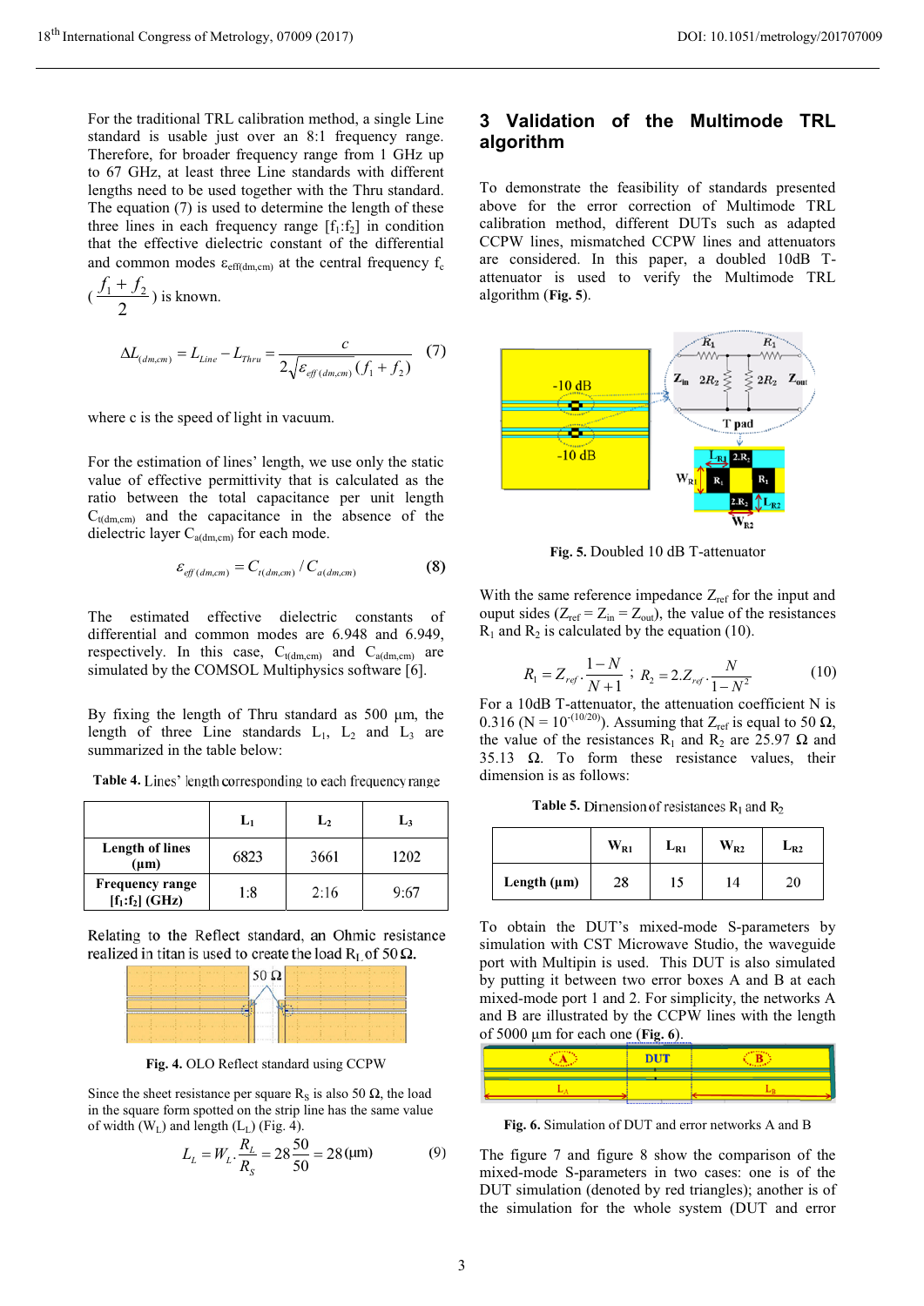For the traditional TRL calibration method, a single Line standard is usable just over an 8:1 frequency range. Therefore, for broader frequency range from 1 GHz up to 67 GHz, at least three Line standards with different lengths need to be used together with the Thru standard. The equation (7) is used to determine the length of these three lines in each frequency range $[f_1:f_2]$ in condition that the effective dielectric constant of the differential and common modes $\varepsilon_{eff(dm,cm)}$ at the central frequency $f_c$ ($\frac{f_1+f_2}{2}$) is known.

$$\Delta L_{(dm,cm)} = L_{Line} - L_{Thru} = \frac{c}{2\sqrt{\varepsilon_{eff(dm,cm)}}(f_1+f_2)} \quad (7)$$

where c is the speed of light in vacuum.

For the estimation of lines' length, we use only the static value of effective permittivity that is calculated as the ratio between the total capacitance per unit length $C_{t(dm,cm)}$ and the capacitance in the absence of the dielectric layer $C_{a(dm,cm)}$ for each mode.

$$\varepsilon_{eff(dm,cm)} = C_{t(dm,cm)} / C_{a(dm,cm)} \quad \textbf{(8)}$$

The estimated effective dielectric constants of differential and common modes are 6.948 and 6.949, respectively. In this case, $C_{t(dm,cm)}$ and $C_{a(dm,cm)}$ are simulated by the COMSOL Multiphysics software [6].

By fixing the length of Thru standard as 500 µm, the length of three Line standards $L_1$, $L_2$ and $L_3$ are summarized in the table below:

**Table 4.** Lines' length corresponding to each frequency range

| | $L_1$ | $L_2$ | $L_3$ |
|---|---|---|---|
| **Length of lines (µm)** | 6823 | 3661 | 1202 |
| **Frequency range $[f_1:f_2]$ (GHz)** | 1:8 | 2:16 | 9:67 |

Relating to the Reflect standard, an Ohmic resistance realized in titan is used to create the load $R_L$ of 50 Ω.

**Fig. 4.** OLO Reflect standard using CCPW

Since the sheet resistance per square $R_S$ is also 50 Ω, the load in the square form spotted on the strip line has the same value of width ($W_L$) and length ($L_L$) (Fig. 4).

$$L_L = W_L \cdot \frac{R_L}{R_S} = 28\frac{50}{50} = 28\,(\mu\text{m}) \quad (9)$$

## 3 Validation of the Multimode TRL algorithm

To demonstrate the feasibility of standards presented above for the error correction of Multimode TRL calibration method, different DUTs such as adapted CCPW lines, mismatched CCPW lines and attenuators are considered. In this paper, a doubled 10dB T-attenuator is used to verify the Multimode TRL algorithm (**Fig. 5**).

**Fig. 5.** Doubled 10 dB T-attenuator

With the same reference impedance $Z_{ref}$ for the input and ouput sides ($Z_{ref} = Z_{in} = Z_{out}$), the value of the resistances $R_1$ and $R_2$ is calculated by the equation (10).

$$R_1 = Z_{ref} \cdot \frac{1-N}{N+1} \; ; \; R_2 = 2.Z_{ref} \cdot \frac{N}{1-N^2} \quad (10)$$

For a 10dB T-attenuator, the attenuation coefficient N is 0.316 ($N = 10^{-(10/20)}$). Assuming that $Z_{ref}$ is equal to 50 Ω, the value of the resistances $R_1$ and $R_2$ are 25.97 Ω and 35.13 Ω. To form these resistance values, their dimension is as follows:

**Table 5.** Dimension of resistances $R_1$ and $R_2$

| | $W_{R1}$ | $L_{R1}$ | $W_{R2}$ | $L_{R2}$ |
|---|---|---|---|---|
| **Length (µm)** | 28 | 15 | 14 | 20 |

To obtain the DUT's mixed-mode S-parameters by simulation with CST Microwave Studio, the waveguide port with Multipin is used. This DUT is also simulated by putting it between two error boxes A and B at each mixed-mode port 1 and 2. For simplicity, the networks A and B are illustrated by the CCPW lines with the length of 5000 µm for each one (**Fig. 6**).

**Fig. 6.** Simulation of DUT and error networks A and B

The figure 7 and figure 8 show the comparison of the mixed-mode S-parameters in two cases: one is of the DUT simulation (denoted by red triangles); another is of the simulation for the whole system (DUT and error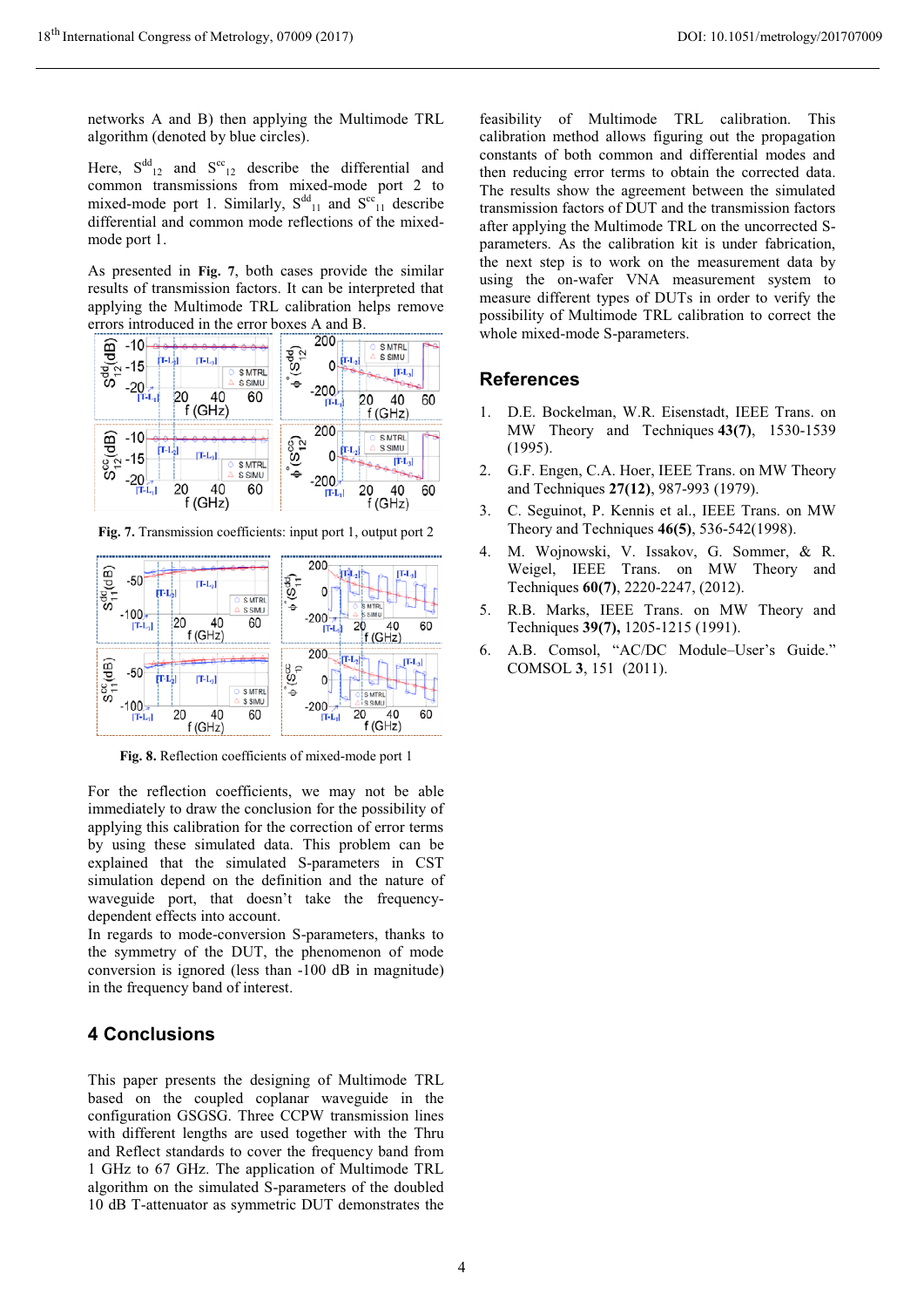networks A and B) then applying the Multimode TRL algorithm (denoted by blue circles).

Here, $S^{dd}_{12}$ and $S^{cc}_{12}$ describe the differential and common transmissions from mixed-mode port 2 to mixed-mode port 1. Similarly, $S^{dd}_{11}$ and $S^{cc}_{11}$ describe differential and common mode reflections of the mixed-mode port 1.

As presented in **Fig. 7**, both cases provide the similar results of transmission factors. It can be interpreted that applying the Multimode TRL calibration helps remove errors introduced in the error boxes A and B.

**Fig. 7.** Transmission coefficients: input port 1, output port 2

**Fig. 8.** Reflection coefficients of mixed-mode port 1

For the reflection coefficients, we may not be able immediately to draw the conclusion for the possibility of applying this calibration for the correction of error terms by using these simulated data. This problem can be explained that the simulated S-parameters in CST simulation depend on the definition and the nature of waveguide port, that doesn't take the frequency-dependent effects into account.

In regards to mode-conversion S-parameters, thanks to the symmetry of the DUT, the phenomenon of mode conversion is ignored (less than -100 dB in magnitude) in the frequency band of interest.

## 4 Conclusions

This paper presents the designing of Multimode TRL based on the coupled coplanar waveguide in the configuration GSGSG. Three CCPW transmission lines with different lengths are used together with the Thru and Reflect standards to cover the frequency band from 1 GHz to 67 GHz. The application of Multimode TRL algorithm on the simulated S-parameters of the doubled 10 dB T-attenuator as symmetric DUT demonstrates the feasibility of Multimode TRL calibration. This calibration method allows figuring out the propagation constants of both common and differential modes and then reducing error terms to obtain the corrected data. The results show the agreement between the simulated transmission factors of DUT and the transmission factors after applying the Multimode TRL on the uncorrected S-parameters. As the calibration kit is under fabrication, the next step is to work on the measurement data by using the on-wafer VNA measurement system to measure different types of DUTs in order to verify the possibility of Multimode TRL calibration to correct the whole mixed-mode S-parameters.

## References

1. D.E. Bockelman, W.R. Eisenstadt, IEEE Trans. on MW Theory and Techniques **43(7)**, 1530-1539 (1995).
2. G.F. Engen, C.A. Hoer, IEEE Trans. on MW Theory and Techniques **27(12)**, 987-993 (1979).
3. C. Seguinot, P. Kennis et al., IEEE Trans. on MW Theory and Techniques **46(5)**, 536-542(1998).
4. M. Wojnowski, V. Issakov, G. Sommer, & R. Weigel, IEEE Trans. on MW Theory and Techniques **60(7)**, 2220-2247, (2012).
5. R.B. Marks, IEEE Trans. on MW Theory and Techniques **39(7),** 1205-1215 (1991).
6. A.B. Comsol, "AC/DC Module–User's Guide." COMSOL **3**, 151 (2011).